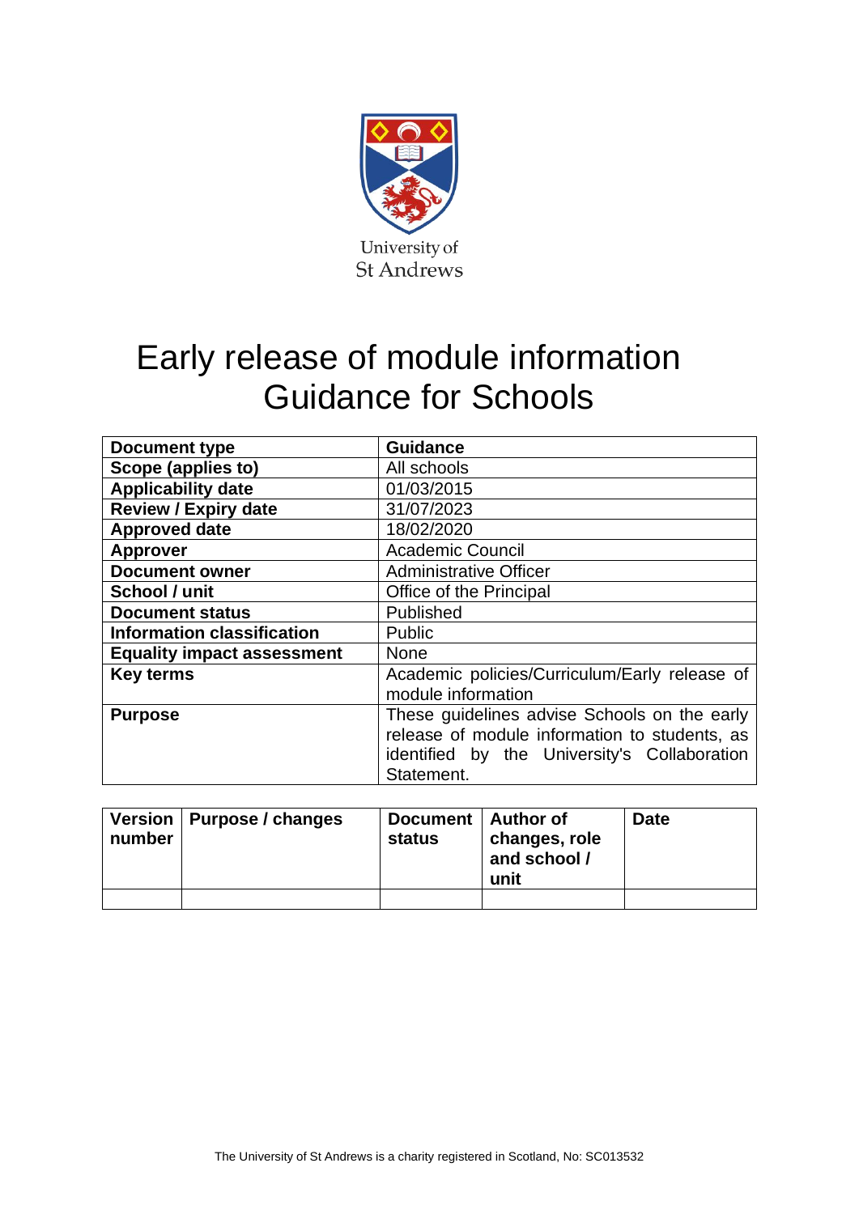University of St Andrews

# Early release of module information Guidance for Schools

| Document type | Guidance |
|---|---|
| Scope (applies to) | All schools |
| Applicability date | 01/03/2015 |
| Review / Expiry date | 31/07/2023 |
| Approved date | 18/02/2020 |
| Approver | Academic Council |
| Document owner | Administrative Officer |
| School / unit | Office of the Principal |
| Document status | Published |
| Information classification | Public |
| Equality impact assessment | None |
| Key terms | Academic policies/Curriculum/Early release of module information |
| Purpose | These guidelines advise Schools on the early release of module information to students, as identified by the University's Collaboration Statement. |

| Version number | Purpose / changes | Document status | Author of changes, role and school / unit | Date |
|---|---|---|---|---|
| | | | | |

The University of St Andrews is a charity registered in Scotland, No: SC013532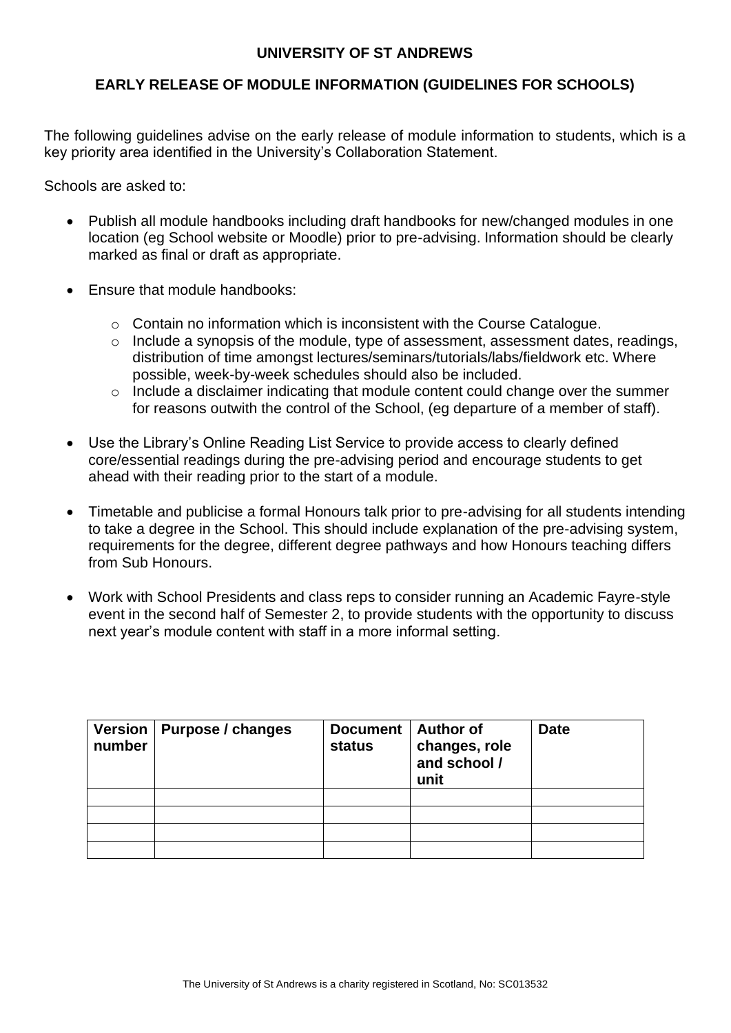# UNIVERSITY OF ST ANDREWS

## EARLY RELEASE OF MODULE INFORMATION (GUIDELINES FOR SCHOOLS)

The following guidelines advise on the early release of module information to students, which is a key priority area identified in the University's Collaboration Statement.

Schools are asked to:

- Publish all module handbooks including draft handbooks for new/changed modules in one location (eg School website or Moodle) prior to pre-advising. Information should be clearly marked as final or draft as appropriate.
- Ensure that module handbooks:
  - Contain no information which is inconsistent with the Course Catalogue.
  - Include a synopsis of the module, type of assessment, assessment dates, readings, distribution of time amongst lectures/seminars/tutorials/labs/fieldwork etc. Where possible, week-by-week schedules should also be included.
  - Include a disclaimer indicating that module content could change over the summer for reasons outwith the control of the School, (eg departure of a member of staff).
- Use the Library's Online Reading List Service to provide access to clearly defined core/essential readings during the pre-advising period and encourage students to get ahead with their reading prior to the start of a module.
- Timetable and publicise a formal Honours talk prior to pre-advising for all students intending to take a degree in the School. This should include explanation of the pre-advising system, requirements for the degree, different degree pathways and how Honours teaching differs from Sub Honours.
- Work with School Presidents and class reps to consider running an Academic Fayre-style event in the second half of Semester 2, to provide students with the opportunity to discuss next year's module content with staff in a more informal setting.

| Version number | Purpose / changes | Document status | Author of changes, role and school / unit | Date |
|---|---|---|---|---|
| | | | | |
| | | | | |
| | | | | |
| | | | | |

The University of St Andrews is a charity registered in Scotland, No: SC013532